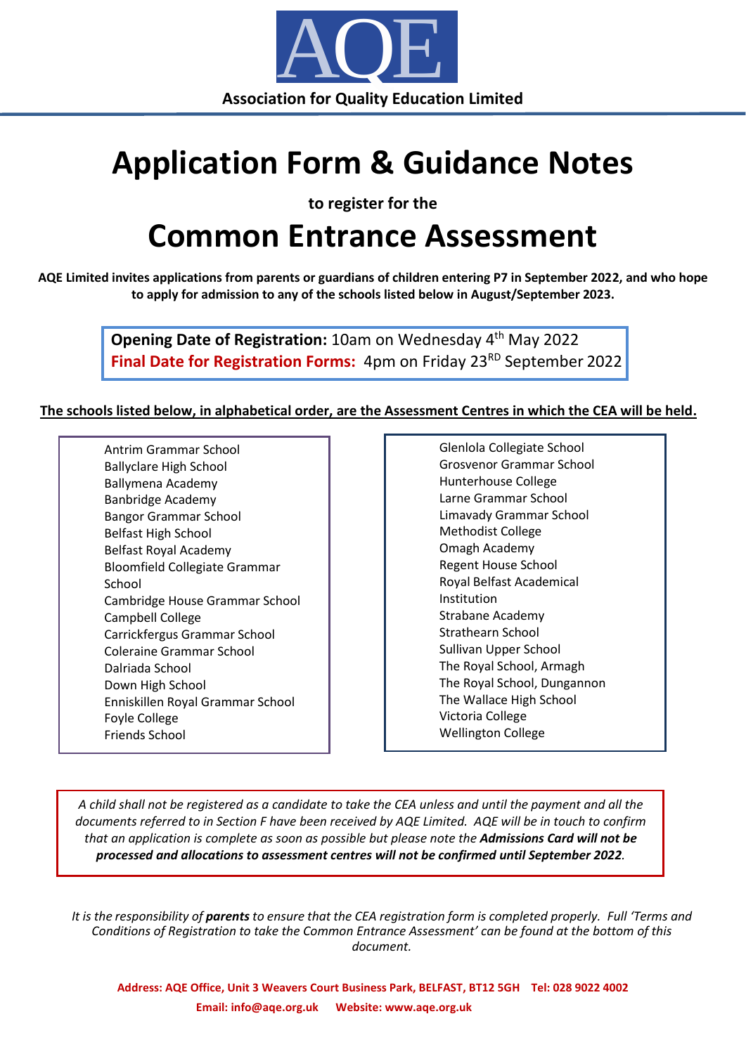AQE

**Association for Quality Education Limited**

# Application Form & Guidance Notes

**to register for the**

# Common Entrance Assessment

**AQE Limited invites applications from parents or guardians of children entering P7 in September 2022, and who hope to apply for admission to any of the schools listed below in August/September 2023.**

**Opening Date of Registration:** 10am on Wednesday 4th May 2022
**Final Date for Registration Forms:** 4pm on Friday 23RD September 2022

**The schools listed below, in alphabetical order, are the Assessment Centres in which the CEA will be held.**

- Antrim Grammar School
- Ballyclare High School
- Ballymena Academy
- Banbridge Academy
- Bangor Grammar School
- Belfast High School
- Belfast Royal Academy
- Bloomfield Collegiate Grammar School
- Cambridge House Grammar School
- Campbell College
- Carrickfergus Grammar School
- Coleraine Grammar School
- Dalriada School
- Down High School
- Enniskillen Royal Grammar School
- Foyle College
- Friends School
- Glenlola Collegiate School
- Grosvenor Grammar School
- Hunterhouse College
- Larne Grammar School
- Limavady Grammar School
- Methodist College
- Omagh Academy
- Regent House School
- Royal Belfast Academical Institution
- Strabane Academy
- Strathearn School
- Sullivan Upper School
- The Royal School, Armagh
- The Royal School, Dungannon
- The Wallace High School
- Victoria College
- Wellington College

*A child shall not be registered as a candidate to take the CEA unless and until the payment and all the documents referred to in Section F have been received by AQE Limited. AQE will be in touch to confirm that an application is complete as soon as possible but please note the* ***Admissions Card will not be processed and allocations to assessment centres will not be confirmed until September 2022****.*

*It is the responsibility of* ***parents*** *to ensure that the CEA registration form is completed properly. Full 'Terms and Conditions of Registration to take the Common Entrance Assessment' can be found at the bottom of this document.*

**Address: AQE Office, Unit 3 Weavers Court Business Park, BELFAST, BT12 5GH Tel: 028 9022 4002**
**Email: info@aqe.org.uk Website: www.aqe.org.uk**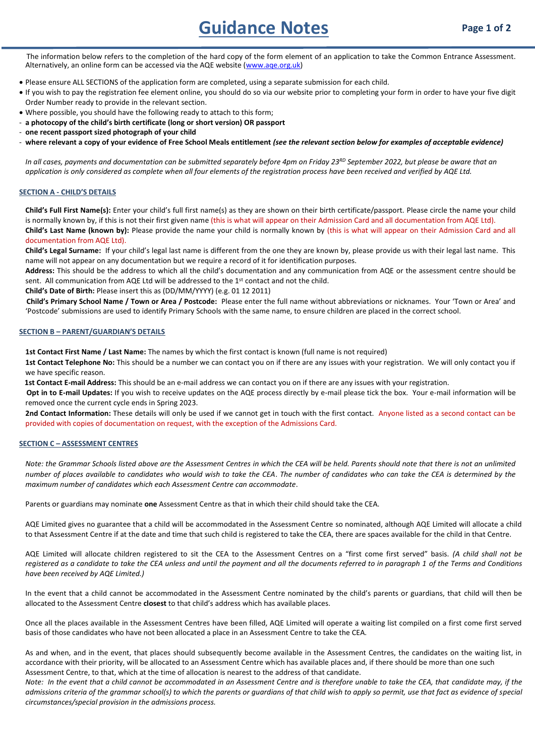# Guidance Notes

The information below refers to the completion of the hard copy of the form element of an application to take the Common Entrance Assessment. Alternatively, an online form can be accessed via the AQE website (www.aqe.org.uk)

- Please ensure ALL SECTIONS of the application form are completed, using a separate submission for each child.
- If you wish to pay the registration fee element online, you should do so via our website prior to completing your form in order to have your five digit Order Number ready to provide in the relevant section.
- Where possible, you should have the following ready to attach to this form;
  - **a photocopy of the child's birth certificate (long or short version) OR passport**
  - **one recent passport sized photograph of your child**
  - **where relevant a copy of your evidence of Free School Meals entitlement *(see the relevant section below for examples of acceptable evidence)***

*In all cases, payments and documentation can be submitted separately before 4pm on Friday 23RD September 2022, but please be aware that an application is only considered as complete when all four elements of the registration process have been received and verified by AQE Ltd.*

## SECTION A - CHILD'S DETAILS

**Child's Full First Name(s):** Enter your child's full first name(s) as they are shown on their birth certificate/passport. Please circle the name your child is normally known by, if this is not their first given name (this is what will appear on their Admission Card and all documentation from AQE Ltd).

**Child's Last Name (known by):** Please provide the name your child is normally known by (this is what will appear on their Admission Card and all documentation from AQE Ltd).

**Child's Legal Surname:** If your child's legal last name is different from the one they are known by, please provide us with their legal last name. This name will not appear on any documentation but we require a record of it for identification purposes.

**Address:** This should be the address to which all the child's documentation and any communication from AQE or the assessment centre should be sent. All communication from AQE Ltd will be addressed to the 1st contact and not the child.

**Child's Date of Birth:** Please insert this as (DD/MM/YYYY) (e.g. 01 12 2011)

**Child's Primary School Name / Town or Area / Postcode:** Please enter the full name without abbreviations or nicknames. Your 'Town or Area' and 'Postcode' submissions are used to identify Primary Schools with the same name, to ensure children are placed in the correct school.

## SECTION B – PARENT/GUARDIAN'S DETAILS

**1st Contact First Name / Last Name:** The names by which the first contact is known (full name is not required)

**1st Contact Telephone No:** This should be a number we can contact you on if there are any issues with your registration. We will only contact you if we have specific reason.

**1st Contact E-mail Address:** This should be an e-mail address we can contact you on if there are any issues with your registration.

**Opt in to E-mail Updates:** If you wish to receive updates on the AQE process directly by e-mail please tick the box. Your e-mail information will be removed once the current cycle ends in Spring 2023.

**2nd Contact Information:** These details will only be used if we cannot get in touch with the first contact. Anyone listed as a second contact can be provided with copies of documentation on request, with the exception of the Admissions Card.

## SECTION C – ASSESSMENT CENTRES

*Note: the Grammar Schools listed above are the Assessment Centres in which the CEA will be held. Parents should note that there is not an unlimited number of places available to candidates who would wish to take the CEA. The number of candidates who can take the CEA is determined by the maximum number of candidates which each Assessment Centre can accommodate.*

Parents or guardians may nominate **one** Assessment Centre as that in which their child should take the CEA.

AQE Limited gives no guarantee that a child will be accommodated in the Assessment Centre so nominated, although AQE Limited will allocate a child to that Assessment Centre if at the date and time that such child is registered to take the CEA, there are spaces available for the child in that Centre.

AQE Limited will allocate children registered to sit the CEA to the Assessment Centres on a "first come first served" basis. *(A child shall not be registered as a candidate to take the CEA unless and until the payment and all the documents referred to in paragraph 1 of the Terms and Conditions have been received by AQE Limited.)*

In the event that a child cannot be accommodated in the Assessment Centre nominated by the child's parents or guardians, that child will then be allocated to the Assessment Centre **closest** to that child's address which has available places.

Once all the places available in the Assessment Centres have been filled, AQE Limited will operate a waiting list compiled on a first come first served basis of those candidates who have not been allocated a place in an Assessment Centre to take the CEA.

As and when, and in the event, that places should subsequently become available in the Assessment Centres, the candidates on the waiting list, in accordance with their priority, will be allocated to an Assessment Centre which has available places and, if there should be more than one such Assessment Centre, to that, which at the time of allocation is nearest to the address of that candidate.

*Note: In the event that a child cannot be accommodated in an Assessment Centre and is therefore unable to take the CEA, that candidate may, if the admissions criteria of the grammar school(s) to which the parents or guardians of that child wish to apply so permit, use that fact as evidence of special circumstances/special provision in the admissions process.*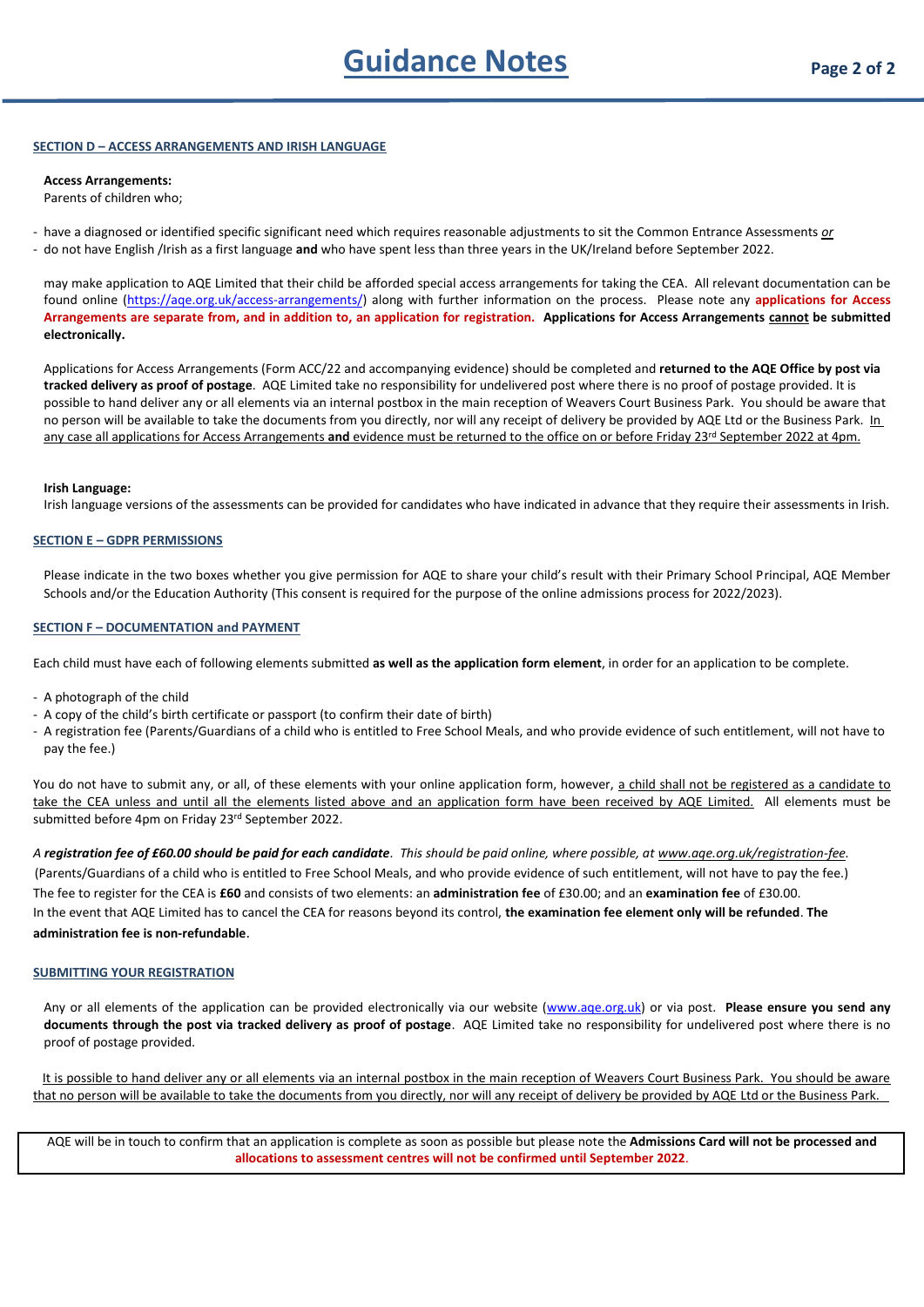# Guidance Notes

## SECTION D – ACCESS ARRANGEMENTS AND IRISH LANGUAGE

**Access Arrangements:**
Parents of children who;

- have a diagnosed or identified specific significant need which requires reasonable adjustments to sit the Common Entrance Assessments *or*
- do not have English /Irish as a first language **and** who have spent less than three years in the UK/Ireland before September 2022.

may make application to AQE Limited that their child be afforded special access arrangements for taking the CEA. All relevant documentation can be found online (https://aqe.org.uk/access-arrangements/) along with further information on the process. Please note any **applications for Access Arrangements are separate from, and in addition to, an application for registration.** **Applications for Access Arrangements cannot be submitted electronically.**

Applications for Access Arrangements (Form ACC/22 and accompanying evidence) should be completed and **returned to the AQE Office by post via tracked delivery as proof of postage**. AQE Limited take no responsibility for undelivered post where there is no proof of postage provided. It is possible to hand deliver any or all elements via an internal postbox in the main reception of Weavers Court Business Park. You should be aware that no person will be available to take the documents from you directly, nor will any receipt of delivery be provided by AQE Ltd or the Business Park. In any case all applications for Access Arrangements **and** evidence must be returned to the office on or before Friday 23rd September 2022 at 4pm.

**Irish Language:**
Irish language versions of the assessments can be provided for candidates who have indicated in advance that they require their assessments in Irish.

## SECTION E – GDPR PERMISSIONS

Please indicate in the two boxes whether you give permission for AQE to share your child's result with their Primary School Principal, AQE Member Schools and/or the Education Authority (This consent is required for the purpose of the online admissions process for 2022/2023).

## SECTION F – DOCUMENTATION and PAYMENT

Each child must have each of following elements submitted **as well as the application form element**, in order for an application to be complete.

- A photograph of the child
- A copy of the child's birth certificate or passport (to confirm their date of birth)
- A registration fee (Parents/Guardians of a child who is entitled to Free School Meals, and who provide evidence of such entitlement, will not have to pay the fee.)

You do not have to submit any, or all, of these elements with your online application form, however, a child shall not be registered as a candidate to take the CEA unless and until all the elements listed above and an application form have been received by AQE Limited. All elements must be submitted before 4pm on Friday 23rd September 2022.

*A* ***registration fee of £60.00 should be paid for each candidate****. This should be paid online, where possible, at www.aqe.org.uk/registration-fee.*
(Parents/Guardians of a child who is entitled to Free School Meals, and who provide evidence of such entitlement, will not have to pay the fee.)
The fee to register for the CEA is **£60** and consists of two elements: an **administration fee** of £30.00; and an **examination fee** of £30.00.
In the event that AQE Limited has to cancel the CEA for reasons beyond its control, **the examination fee element only will be refunded**. **The administration fee is non-refundable.**

## SUBMITTING YOUR REGISTRATION

Any or all elements of the application can be provided electronically via our website (www.aqe.org.uk) or via post. **Please ensure you send any documents through the post via tracked delivery as proof of postage**. AQE Limited take no responsibility for undelivered post where there is no proof of postage provided.

It is possible to hand deliver any or all elements via an internal postbox in the main reception of Weavers Court Business Park. You should be aware that no person will be available to take the documents from you directly, nor will any receipt of delivery be provided by AQE Ltd or the Business Park.

AQE will be in touch to confirm that an application is complete as soon as possible but please note the **Admissions Card will not be processed and allocations to assessment centres will not be confirmed until September 2022**.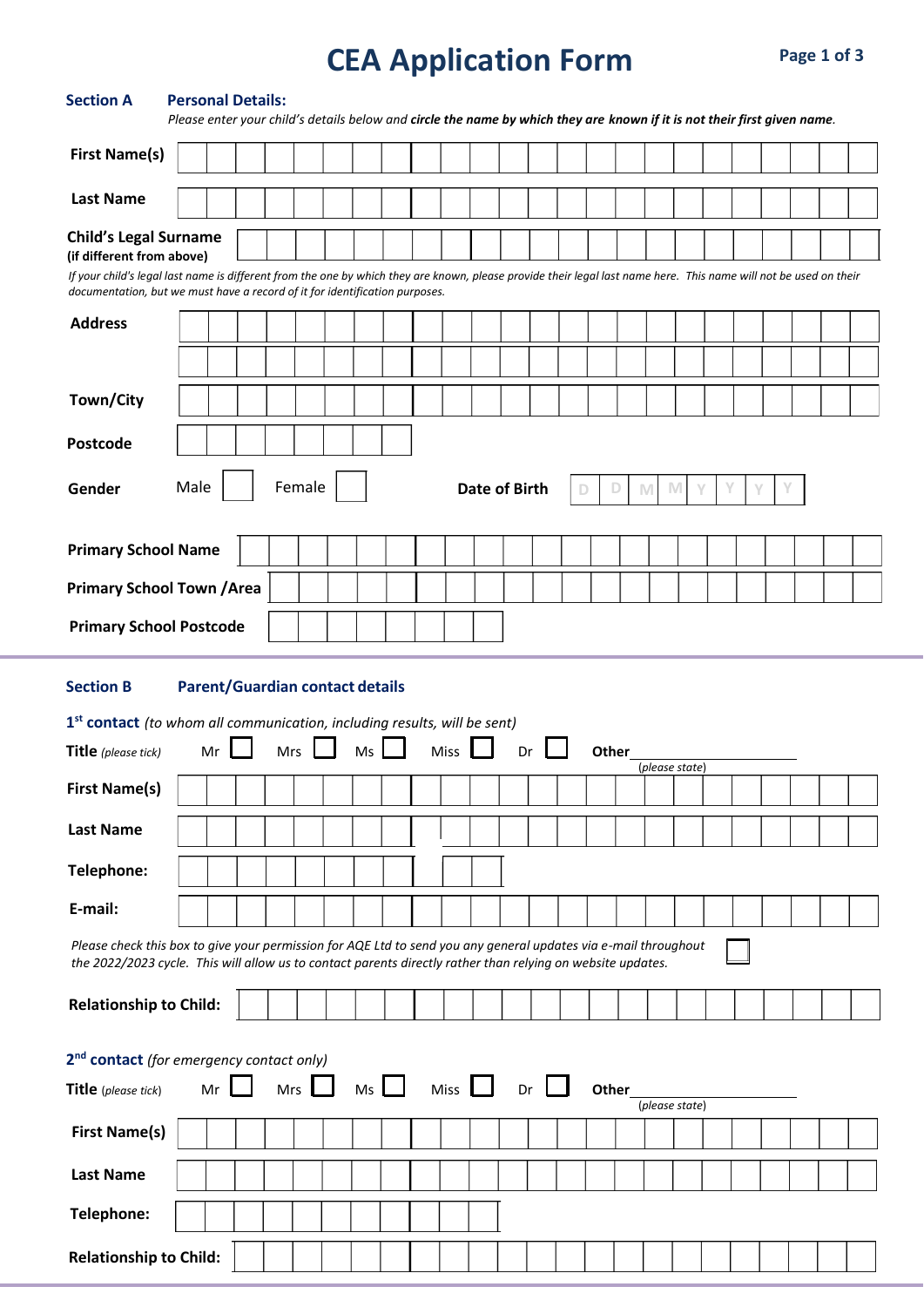# CEA Application Form

## Section A Personal Details:

*Please enter your child's details below and* ***circle the name by which they are known if it is not their first given name****.*

**First Name(s)**

**Last Name**

**Child's Legal Surname**
**(if different from above)**

*If your child's legal last name is different from the one by which they are known, please provide their legal last name here. This name will not be used on their documentation, but we must have a record of it for identification purposes.*

**Address**

**Town/City**

**Postcode**

**Gender** Male ☐ Female ☐ **Date of Birth** D D M M Y Y Y Y

**Primary School Name**

**Primary School Town /Area**

**Primary School Postcode**

## Section B Parent/Guardian contact details

**1st contact** *(to whom all communication, including results, will be sent)*

**Title** *(please tick)* Mr ☐ Mrs ☐ Ms ☐ Miss ☐ Dr ☐ **Other**\_\_\_\_\_\_\_\_\_\_\_\_\_\_\_\_ *(please state)*

**First Name(s)**

**Last Name**

**Telephone:**

**E-mail:**

*Please check this box to give your permission for AQE Ltd to send you any general updates via e-mail throughout the 2022/2023 cycle. This will allow us to contact parents directly rather than relying on website updates.* ☐

**Relationship to Child:**

**2nd contact** *(for emergency contact only)*

**Title** *(please tick)* Mr ☐ Mrs ☐ Ms ☐ Miss ☐ Dr ☐ **Other**\_\_\_\_\_\_\_\_\_\_\_\_\_\_\_\_ *(please state)*

**First Name(s)**

**Last Name**

**Telephone:**

**Relationship to Child:**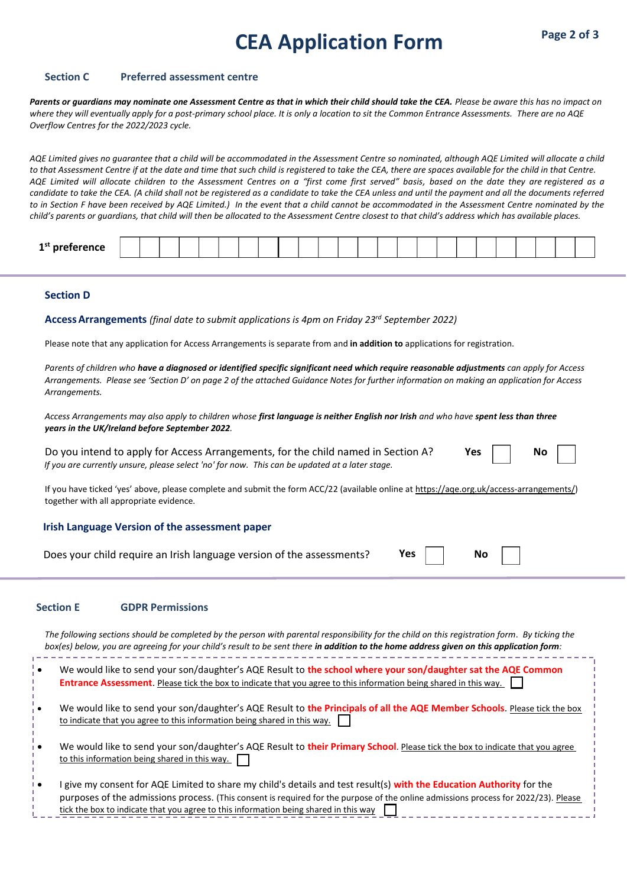# CEA Application Form

## Section C Preferred assessment centre

***Parents or guardians may nominate one Assessment Centre as that in which their child should take the CEA.*** *Please be aware this has no impact on where they will eventually apply for a post-primary school place. It is only a location to sit the Common Entrance Assessments. There are no AQE Overflow Centres for the 2022/2023 cycle.*

*AQE Limited gives no guarantee that a child will be accommodated in the Assessment Centre so nominated, although AQE Limited will allocate a child to that Assessment Centre if at the date and time that such child is registered to take the CEA, there are spaces available for the child in that Centre. AQE Limited will allocate children to the Assessment Centres on a "first come first served" basis, based on the date they are registered as a candidate to take the CEA. (A child shall not be registered as a candidate to take the CEA unless and until the payment and all the documents referred to in Section F have been received by AQE Limited.) In the event that a child cannot be accommodated in the Assessment Centre nominated by the child's parents or guardians, that child will then be allocated to the Assessment Centre closest to that child's address which has available places.*

**1st preference** ☐☐☐☐☐☐☐☐☐☐☐☐☐☐☐☐☐☐☐☐☐☐☐☐

## Section D

### Access Arrangements *(final date to submit applications is 4pm on Friday 23rd September 2022)*

Please note that any application for Access Arrangements is separate from and **in addition to** applications for registration.

*Parents of children who **have a diagnosed or identified specific significant need which require reasonable adjustments** can apply for Access Arrangements. Please see 'Section D' on page 2 of the attached Guidance Notes for further information on making an application for Access Arrangements.*

*Access Arrangements may also apply to children whose **first language is neither English nor Irish** and who have **spent less than three years in the UK/Ireland before September 2022**.*

Do you intend to apply for Access Arrangements, for the child named in Section A? **Yes** ☐ **No** ☐
*If you are currently unsure, please select 'no' for now. This can be updated at a later stage.*

If you have ticked 'yes' above, please complete and submit the form ACC/22 (available online at https://aqe.org.uk/access-arrangements/) together with all appropriate evidence.

### Irish Language Version of the assessment paper

Does your child require an Irish language version of the assessments? **Yes** ☐ **No** ☐

## Section E GDPR Permissions

*The following sections should be completed by the person with parental responsibility for the child on this registration form. By ticking the box(es) below, you are agreeing for your child's result to be sent there **in addition to the home address given on this application form**:*

- We would like to send your son/daughter's AQE Result to **the school where your son/daughter sat the AQE Common Entrance Assessment**. Please tick the box to indicate that you agree to this information being shared in this way. ☐
- We would like to send your son/daughter's AQE Result to **the Principals of all the AQE Member Schools**. Please tick the box to indicate that you agree to this information being shared in this way. ☐
- We would like to send your son/daughter's AQE Result to **their Primary School**. Please tick the box to indicate that you agree to this information being shared in this way. ☐
- I give my consent for AQE Limited to share my child's details and test result(s) **with the Education Authority** for the purposes of the admissions process. (This consent is required for the purpose of the online admissions process for 2022/23). Please tick the box to indicate that you agree to this information being shared in this way ☐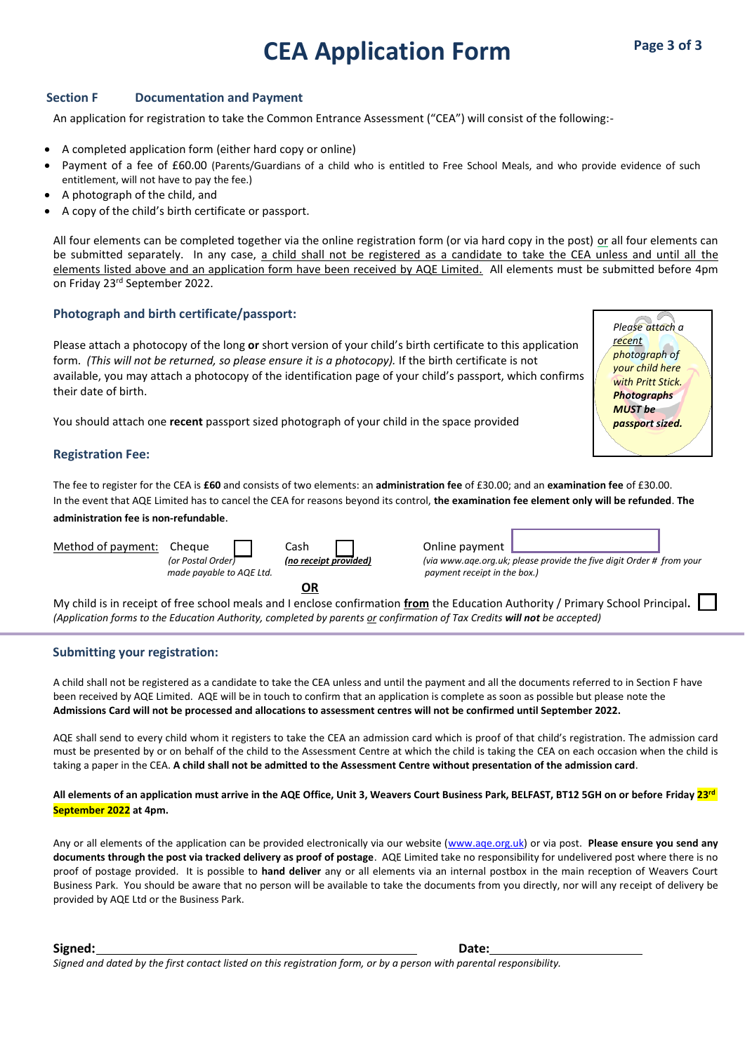# CEA Application Form

## Section F  Documentation and Payment

An application for registration to take the Common Entrance Assessment ("CEA") will consist of the following:-

- A completed application form (either hard copy or online)
- Payment of a fee of £60.00 (Parents/Guardians of a child who is entitled to Free School Meals, and who provide evidence of such entitlement, will not have to pay the fee.)
- A photograph of the child, and
- A copy of the child's birth certificate or passport.

All four elements can be completed together via the online registration form (or via hard copy in the post) or all four elements can be submitted separately. In any case, a child shall not be registered as a candidate to take the CEA unless and until all the elements listed above and an application form have been received by AQE Limited. All elements must be submitted before 4pm on Friday 23rd September 2022.

### Photograph and birth certificate/passport:

Please attach a photocopy of the long **or** short version of your child's birth certificate to this application form. *(This will not be returned, so please ensure it is a photocopy).* If the birth certificate is not available, you may attach a photocopy of the identification page of your child's passport, which confirms their date of birth.

You should attach one **recent** passport sized photograph of your child in the space provided

*Please attach a recent photograph of your child here with Pritt Stick. **Photographs MUST be passport sized.***

### Registration Fee:

The fee to register for the CEA is **£60** and consists of two elements: an **administration fee** of £30.00; and an **examination fee** of £30.00. In the event that AQE Limited has to cancel the CEA for reasons beyond its control, **the examination fee element only will be refunded**. **The administration fee is non-refundable**.

Method of payment: Cheque ☐ *(or Postal Order) made payable to AQE Ltd.*  Cash ☐ ***(no receipt provided)***  Online payment ☐ *(via www.aqe.org.uk; please provide the five digit Order # from your payment receipt in the box.)*

**OR**

My child is in receipt of free school meals and I enclose confirmation **from** the Education Authority / Primary School Principal. ☐
*(Application forms to the Education Authority, completed by parents or confirmation of Tax Credits **will not** be accepted)*

### Submitting your registration:

A child shall not be registered as a candidate to take the CEA unless and until the payment and all the documents referred to in Section F have been received by AQE Limited. AQE will be in touch to confirm that an application is complete as soon as possible but please note the **Admissions Card will not be processed and allocations to assessment centres will not be confirmed until September 2022.**

AQE shall send to every child whom it registers to take the CEA an admission card which is proof of that child's registration. The admission card must be presented by or on behalf of the child to the Assessment Centre at which the child is taking the CEA on each occasion when the child is taking a paper in the CEA. **A child shall not be admitted to the Assessment Centre without presentation of the admission card**.

**All elements of an application must arrive in the AQE Office, Unit 3, Weavers Court Business Park, BELFAST, BT12 5GH on or before Friday 23rd September 2022 at 4pm.**

Any or all elements of the application can be provided electronically via our website (www.aqe.org.uk) or via post. **Please ensure you send any documents through the post via tracked delivery as proof of postage**. AQE Limited take no responsibility for undelivered post where there is no proof of postage provided. It is possible to **hand deliver** any or all elements via an internal postbox in the main reception of Weavers Court Business Park. You should be aware that no person will be available to take the documents from you directly, nor will any receipt of delivery be provided by AQE Ltd or the Business Park.

**Signed:** ______________________________ **Date:** ________________

*Signed and dated by the first contact listed on this registration form, or by a person with parental responsibility.*